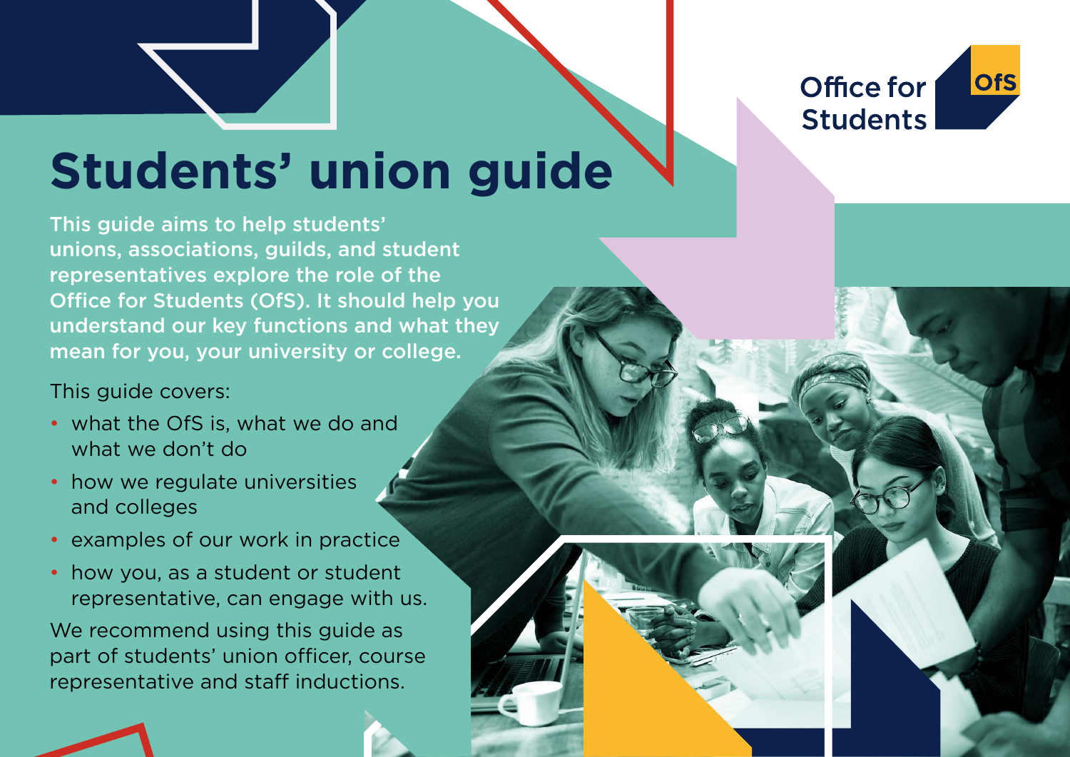Office for Students

OfS

# Students' union guide

**This guide aims to help students' unions, associations, guilds, and student representatives explore the role of the Office for Students (OfS). It should help you understand our key functions and what they mean for you, your university or college.**

This guide covers:

- what the OfS is, what we do and what we don't do
- how we regulate universities and colleges
- examples of our work in practice
- how you, as a student or student representative, can engage with us.

We recommend using this guide as part of students' union officer, course representative and staff inductions.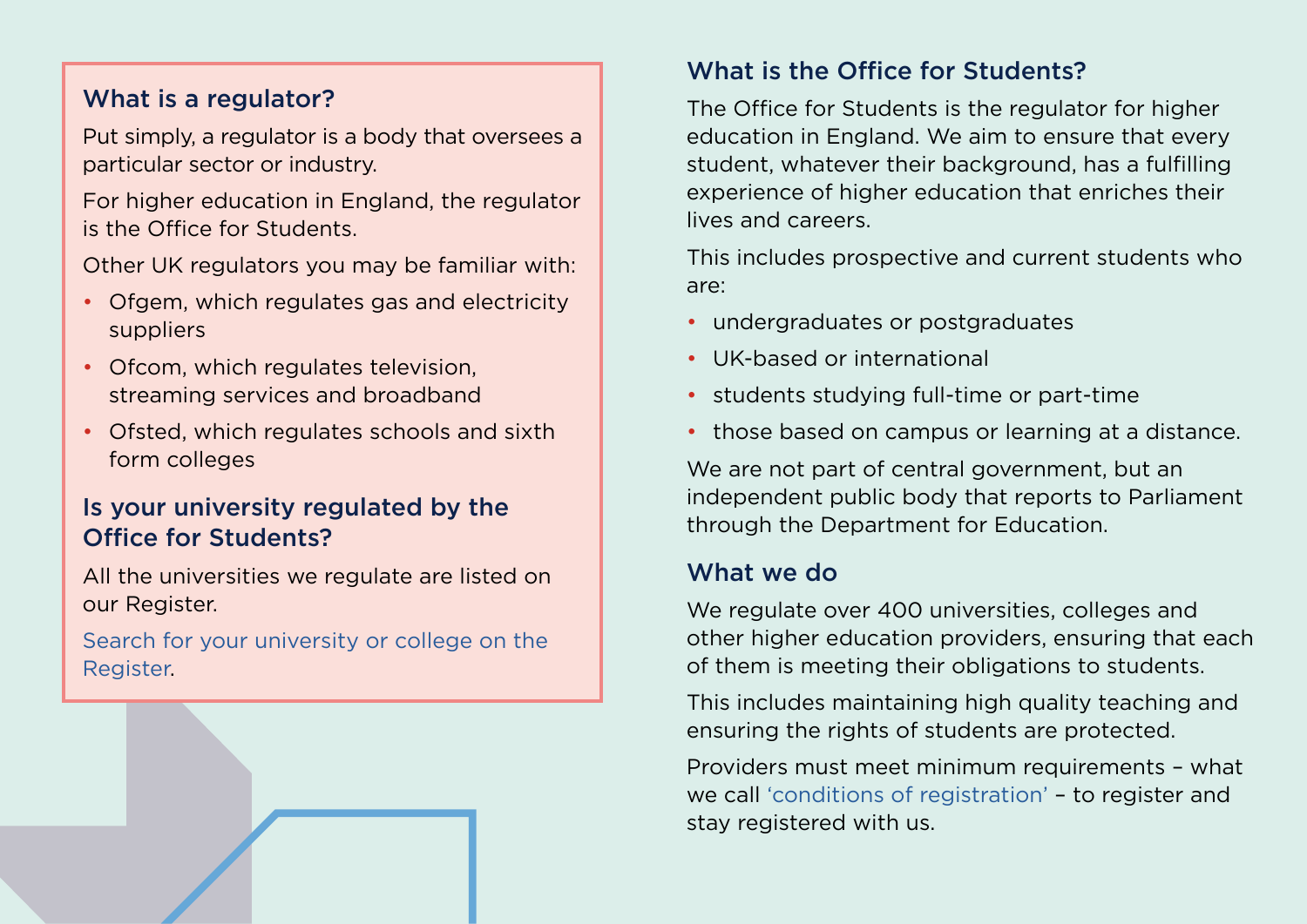## What is a regulator?

Put simply, a regulator is a body that oversees a particular sector or industry.

For higher education in England, the regulator is the Office for Students.

Other UK regulators you may be familiar with:

- Ofgem, which regulates gas and electricity suppliers
- Ofcom, which regulates television, streaming services and broadband
- Ofsted, which regulates schools and sixth form colleges

## Is your university regulated by the Office for Students?

All the universities we regulate are listed on our Register.

Search for your university or college on the Register.

## What is the Office for Students?

The Office for Students is the regulator for higher education in England. We aim to ensure that every student, whatever their background, has a fulfilling experience of higher education that enriches their lives and careers.

This includes prospective and current students who are:

- undergraduates or postgraduates
- UK-based or international
- students studying full-time or part-time
- those based on campus or learning at a distance.

We are not part of central government, but an independent public body that reports to Parliament through the Department for Education.

## What we do

We regulate over 400 universities, colleges and other higher education providers, ensuring that each of them is meeting their obligations to students.

This includes maintaining high quality teaching and ensuring the rights of students are protected.

Providers must meet minimum requirements – what we call 'conditions of registration' – to register and stay registered with us.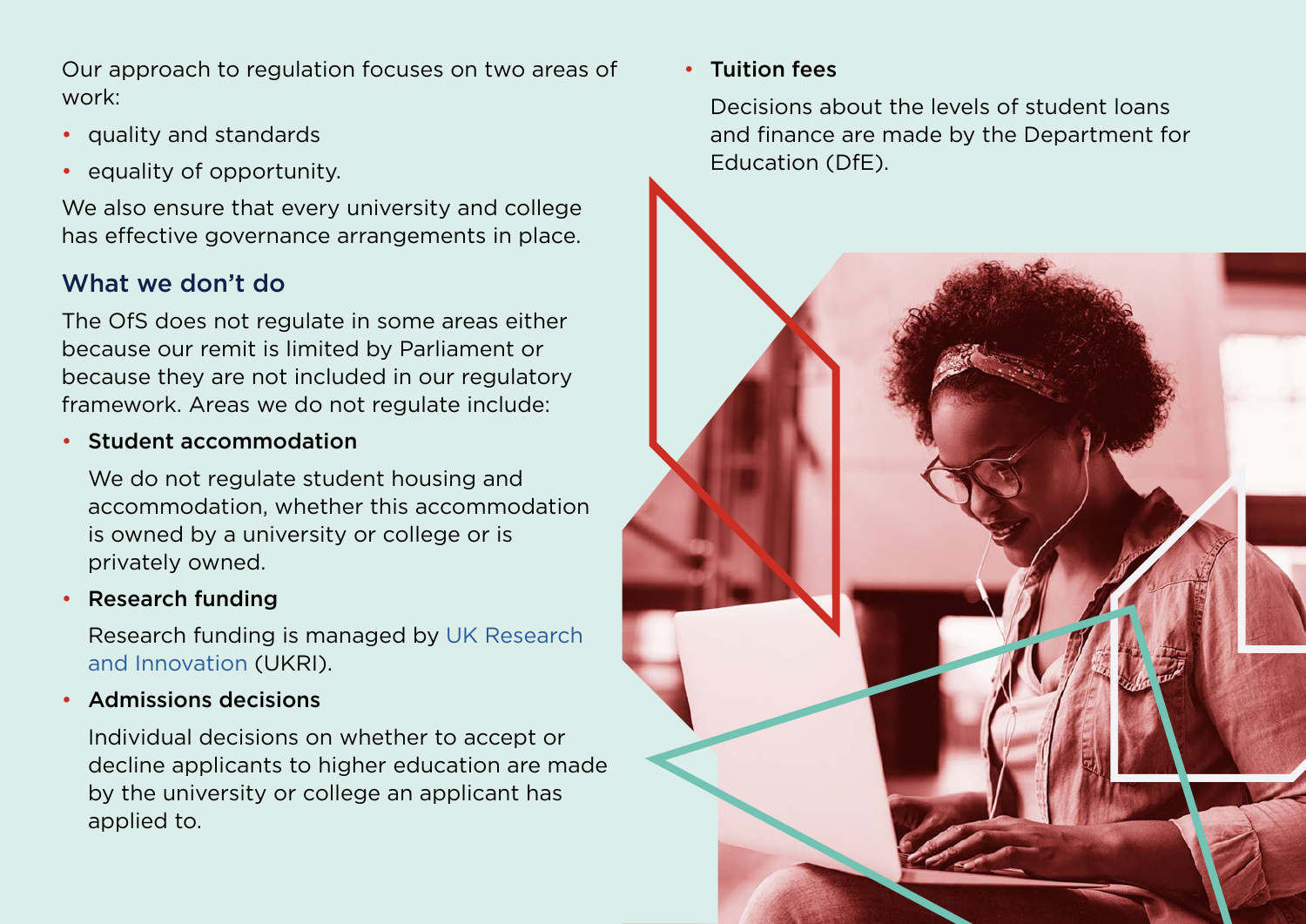Our approach to regulation focuses on two areas of work:

- quality and standards
- equality of opportunity.

We also ensure that every university and college has effective governance arrangements in place.

## What we don't do

The OfS does not regulate in some areas either because our remit is limited by Parliament or because they are not included in our regulatory framework. Areas we do not regulate include:

- **Student accommodation**

  We do not regulate student housing and accommodation, whether this accommodation is owned by a university or college or is privately owned.

- **Research funding**

  Research funding is managed by UK Research and Innovation (UKRI).

- **Admissions decisions**

  Individual decisions on whether to accept or decline applicants to higher education are made by the university or college an applicant has applied to.

- **Tuition fees**

  Decisions about the levels of student loans and finance are made by the Department for Education (DfE).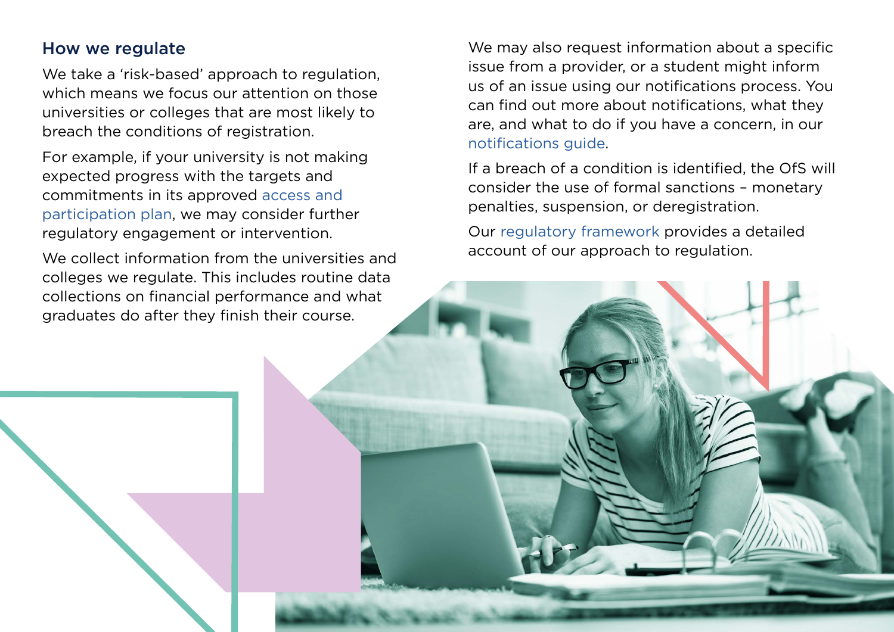## How we regulate

We take a 'risk-based' approach to regulation, which means we focus our attention on those universities or colleges that are most likely to breach the conditions of registration.

For example, if your university is not making expected progress with the targets and commitments in its approved access and participation plan, we may consider further regulatory engagement or intervention.

We collect information from the universities and colleges we regulate. This includes routine data collections on financial performance and what graduates do after they finish their course.

We may also request information about a specific issue from a provider, or a student might inform us of an issue using our notifications process. You can find out more about notifications, what they are, and what to do if you have a concern, in our notifications guide.

If a breach of a condition is identified, the OfS will consider the use of formal sanctions – monetary penalties, suspension, or deregistration.

Our regulatory framework provides a detailed account of our approach to regulation.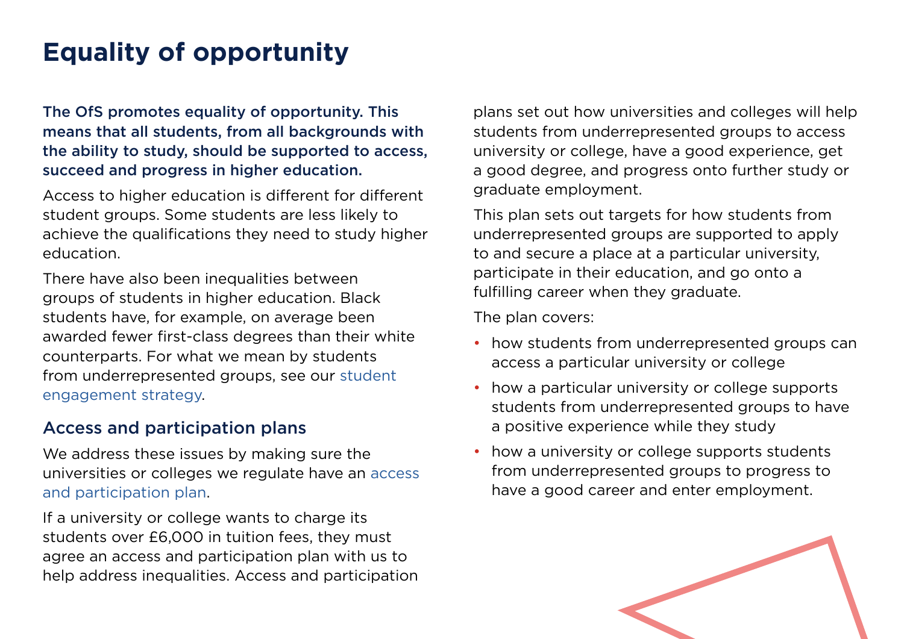# Equality of opportunity

**The OfS promotes equality of opportunity. This means that all students, from all backgrounds with the ability to study, should be supported to access, succeed and progress in higher education.**

Access to higher education is different for different student groups. Some students are less likely to achieve the qualifications they need to study higher education.

There have also been inequalities between groups of students in higher education. Black students have, for example, on average been awarded fewer first-class degrees than their white counterparts. For what we mean by students from underrepresented groups, see our student engagement strategy.

## Access and participation plans

We address these issues by making sure the universities or colleges we regulate have an access and participation plan.

If a university or college wants to charge its students over £6,000 in tuition fees, they must agree an access and participation plan with us to help address inequalities. Access and participation plans set out how universities and colleges will help students from underrepresented groups to access university or college, have a good experience, get a good degree, and progress onto further study or graduate employment.

This plan sets out targets for how students from underrepresented groups are supported to apply to and secure a place at a particular university, participate in their education, and go onto a fulfilling career when they graduate.

The plan covers:

- how students from underrepresented groups can access a particular university or college
- how a particular university or college supports students from underrepresented groups to have a positive experience while they study
- how a university or college supports students from underrepresented groups to progress to have a good career and enter employment.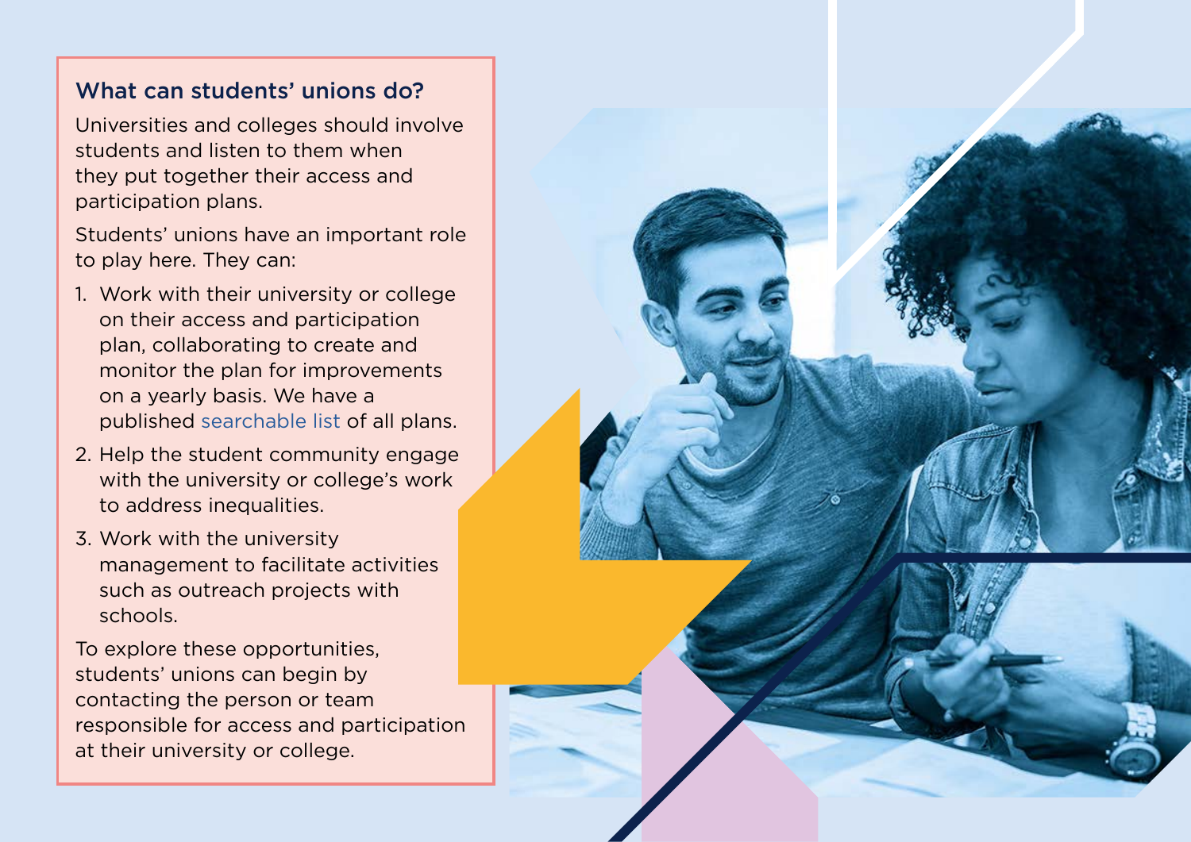## What can students' unions do?

Universities and colleges should involve students and listen to them when they put together their access and participation plans.

Students' unions have an important role to play here. They can:

1. Work with their university or college on their access and participation plan, collaborating to create and monitor the plan for improvements on a yearly basis. We have a published searchable list of all plans.
2. Help the student community engage with the university or college's work to address inequalities.
3. Work with the university management to facilitate activities such as outreach projects with schools.

To explore these opportunities, students' unions can begin by contacting the person or team responsible for access and participation at their university or college.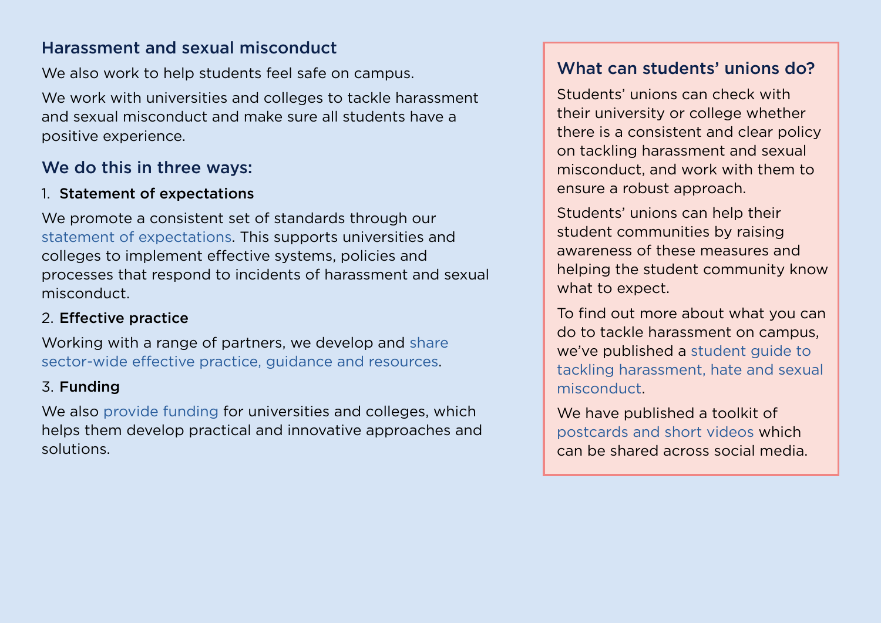## Harassment and sexual misconduct

We also work to help students feel safe on campus.

We work with universities and colleges to tackle harassment and sexual misconduct and make sure all students have a positive experience.

### We do this in three ways:

1. **Statement of expectations**

We promote a consistent set of standards through our statement of expectations. This supports universities and colleges to implement effective systems, policies and processes that respond to incidents of harassment and sexual misconduct.

2. **Effective practice**

Working with a range of partners, we develop and share sector-wide effective practice, guidance and resources.

3. **Funding**

We also provide funding for universities and colleges, which helps them develop practical and innovative approaches and solutions.

### What can students' unions do?

Students' unions can check with their university or college whether there is a consistent and clear policy on tackling harassment and sexual misconduct, and work with them to ensure a robust approach.

Students' unions can help their student communities by raising awareness of these measures and helping the student community know what to expect.

To find out more about what you can do to tackle harassment on campus, we've published a student guide to tackling harassment, hate and sexual misconduct.

We have published a toolkit of postcards and short videos which can be shared across social media.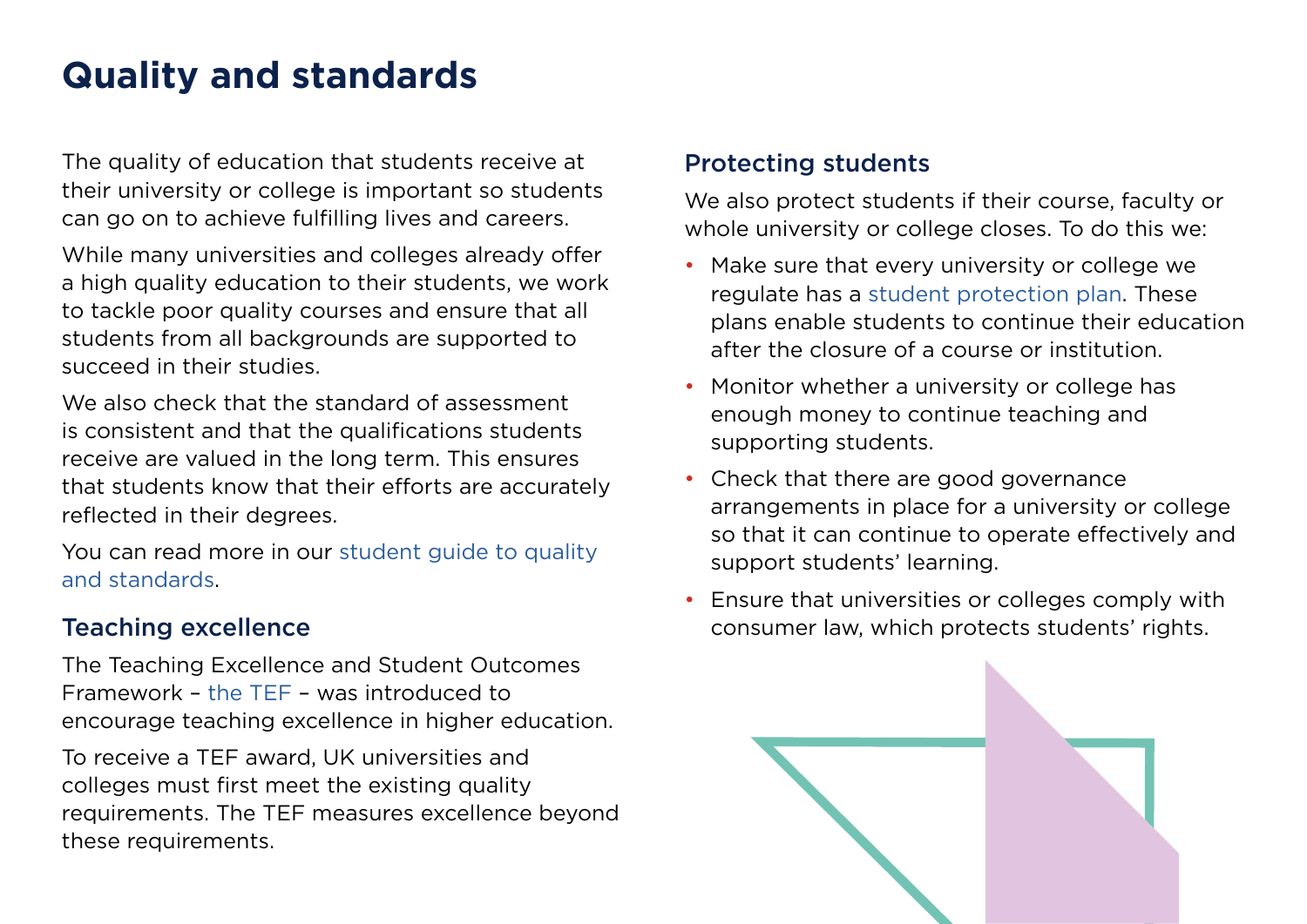# Quality and standards

The quality of education that students receive at their university or college is important so students can go on to achieve fulfilling lives and careers.

While many universities and colleges already offer a high quality education to their students, we work to tackle poor quality courses and ensure that all students from all backgrounds are supported to succeed in their studies.

We also check that the standard of assessment is consistent and that the qualifications students receive are valued in the long term. This ensures that students know that their efforts are accurately reflected in their degrees.

You can read more in our student guide to quality and standards.

## Teaching excellence

The Teaching Excellence and Student Outcomes Framework – the TEF – was introduced to encourage teaching excellence in higher education.

To receive a TEF award, UK universities and colleges must first meet the existing quality requirements. The TEF measures excellence beyond these requirements.

## Protecting students

We also protect students if their course, faculty or whole university or college closes. To do this we:

- Make sure that every university or college we regulate has a student protection plan. These plans enable students to continue their education after the closure of a course or institution.
- Monitor whether a university or college has enough money to continue teaching and supporting students.
- Check that there are good governance arrangements in place for a university or college so that it can continue to operate effectively and support students' learning.
- Ensure that universities or colleges comply with consumer law, which protects students' rights.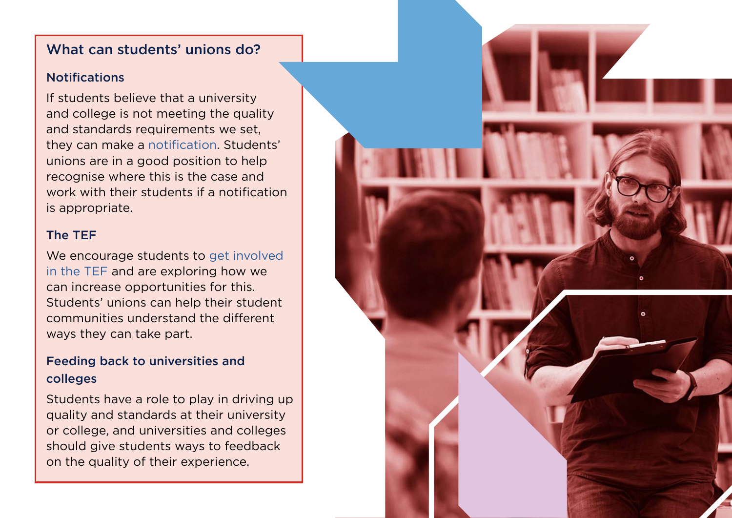## What can students' unions do?

### Notifications

If students believe that a university and college is not meeting the quality and standards requirements we set, they can make a notification. Students' unions are in a good position to help recognise where this is the case and work with their students if a notification is appropriate.

### The TEF

We encourage students to get involved in the TEF and are exploring how we can increase opportunities for this. Students' unions can help their student communities understand the different ways they can take part.

### Feeding back to universities and colleges

Students have a role to play in driving up quality and standards at their university or college, and universities and colleges should give students ways to feedback on the quality of their experience.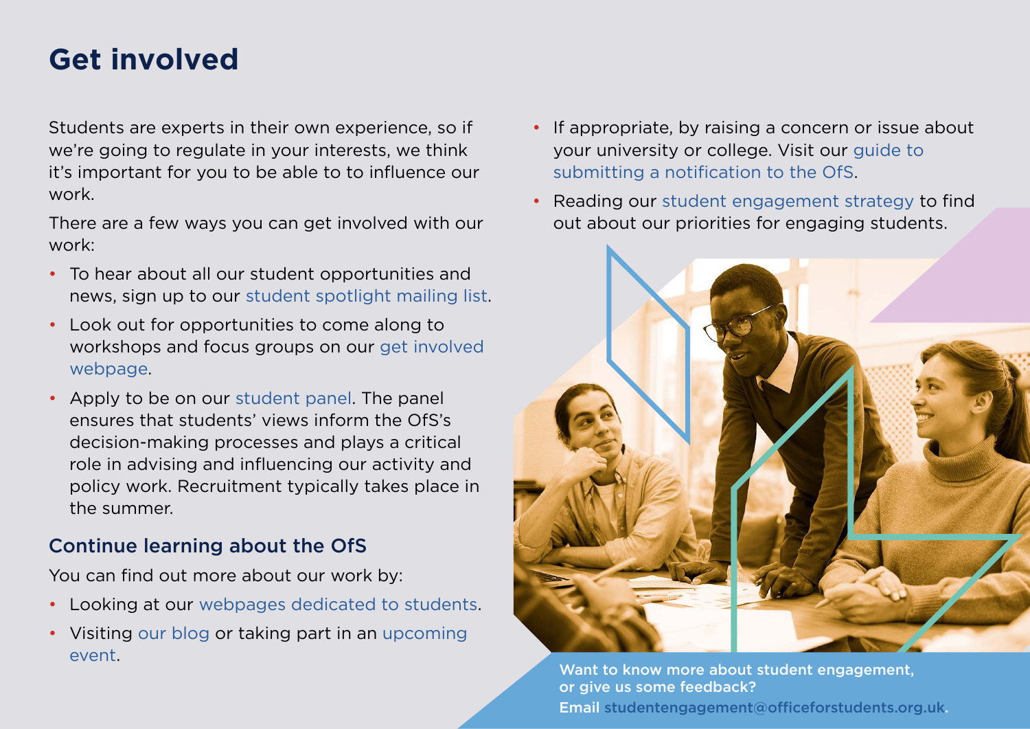# Get involved

Students are experts in their own experience, so if we're going to regulate in your interests, we think it's important for you to be able to to influence our work.

There are a few ways you can get involved with our work:

- To hear about all our student opportunities and news, sign up to our student spotlight mailing list.
- Look out for opportunities to come along to workshops and focus groups on our get involved webpage.
- Apply to be on our student panel. The panel ensures that students' views inform the OfS's decision-making processes and plays a critical role in advising and influencing our activity and policy work. Recruitment typically takes place in the summer.

## Continue learning about the OfS

You can find out more about our work by:

- Looking at our webpages dedicated to students.
- Visiting our blog or taking part in an upcoming event.
- If appropriate, by raising a concern or issue about your university or college. Visit our guide to submitting a notification to the OfS.
- Reading our student engagement strategy to find out about our priorities for engaging students.

**Want to know more about student engagement, or give us some feedback?**
**Email studentengagement@officeforstudents.org.uk.**